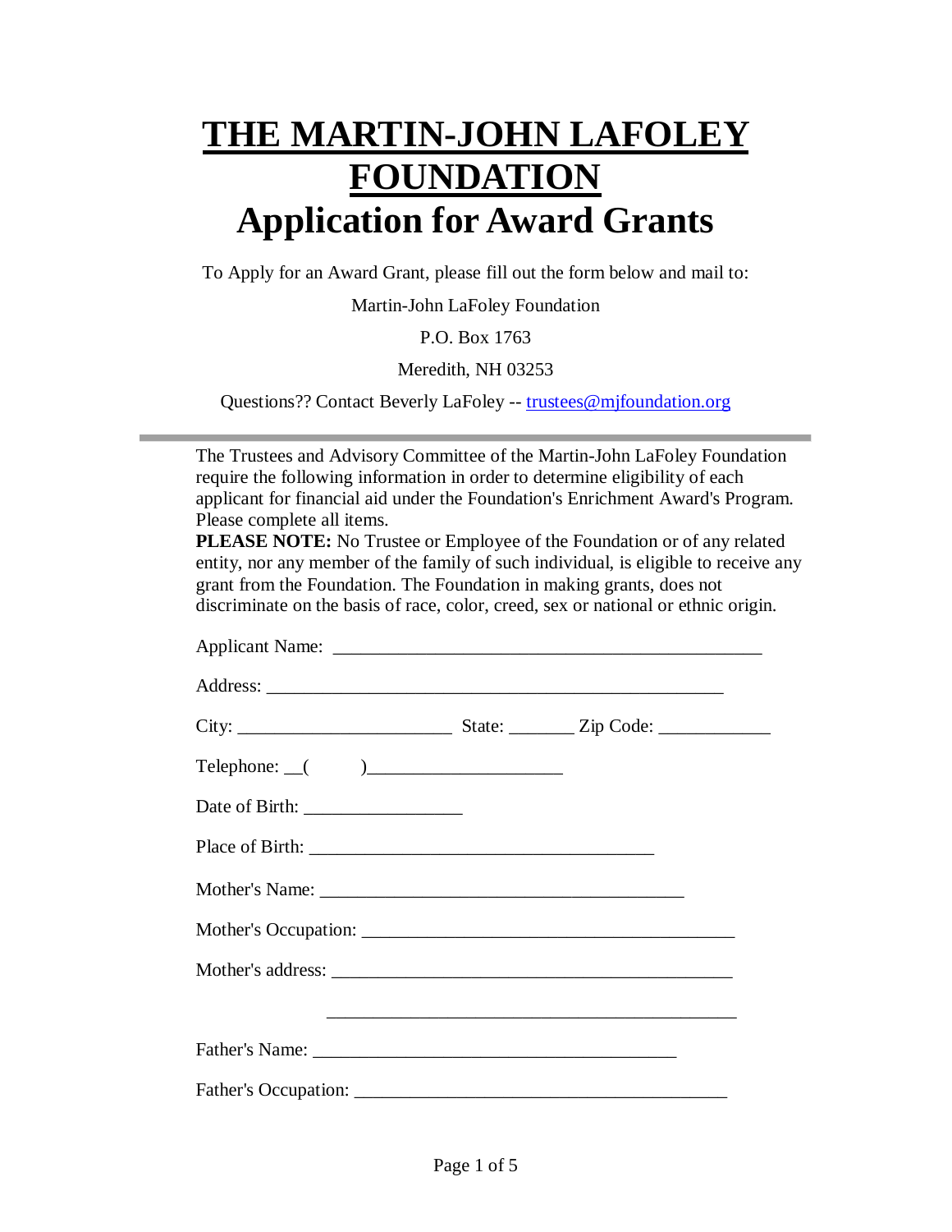# THE MARTIN-JOHN LAFOLEY FOUNDATION

# Application for Award Grants

To Apply for an Award Grant, please fill out the form below and mail to:

Martin-John LaFoley Foundation

P.O. Box 1763

Meredith, NH 03253

Questions?? Contact Beverly LaFoley -- trustees@mjfoundation.org

---

The Trustees and Advisory Committee of the Martin-John LaFoley Foundation require the following information in order to determine eligibility of each applicant for financial aid under the Foundation's Enrichment Award's Program. Please complete all items.

**PLEASE NOTE:** No Trustee or Employee of the Foundation or of any related entity, nor any member of the family of such individual, is eligible to receive any grant from the Foundation. The Foundation in making grants, does not discriminate on the basis of race, color, creed, sex or national or ethnic origin.

Applicant Name: ______________________________________________

Address: ________________________________________________

City: ______________________ State: _______ Zip Code: ____________

Telephone: __(        )____________________

Date of Birth: ________________

Place of Birth: ____________________________________

Mother's Name: _______________________________________

Mother's Occupation: ________________________________________

Mother's address: ___________________________________________

___________________________________________

Father's Name: _______________________________________

Father's Occupation: ________________________________________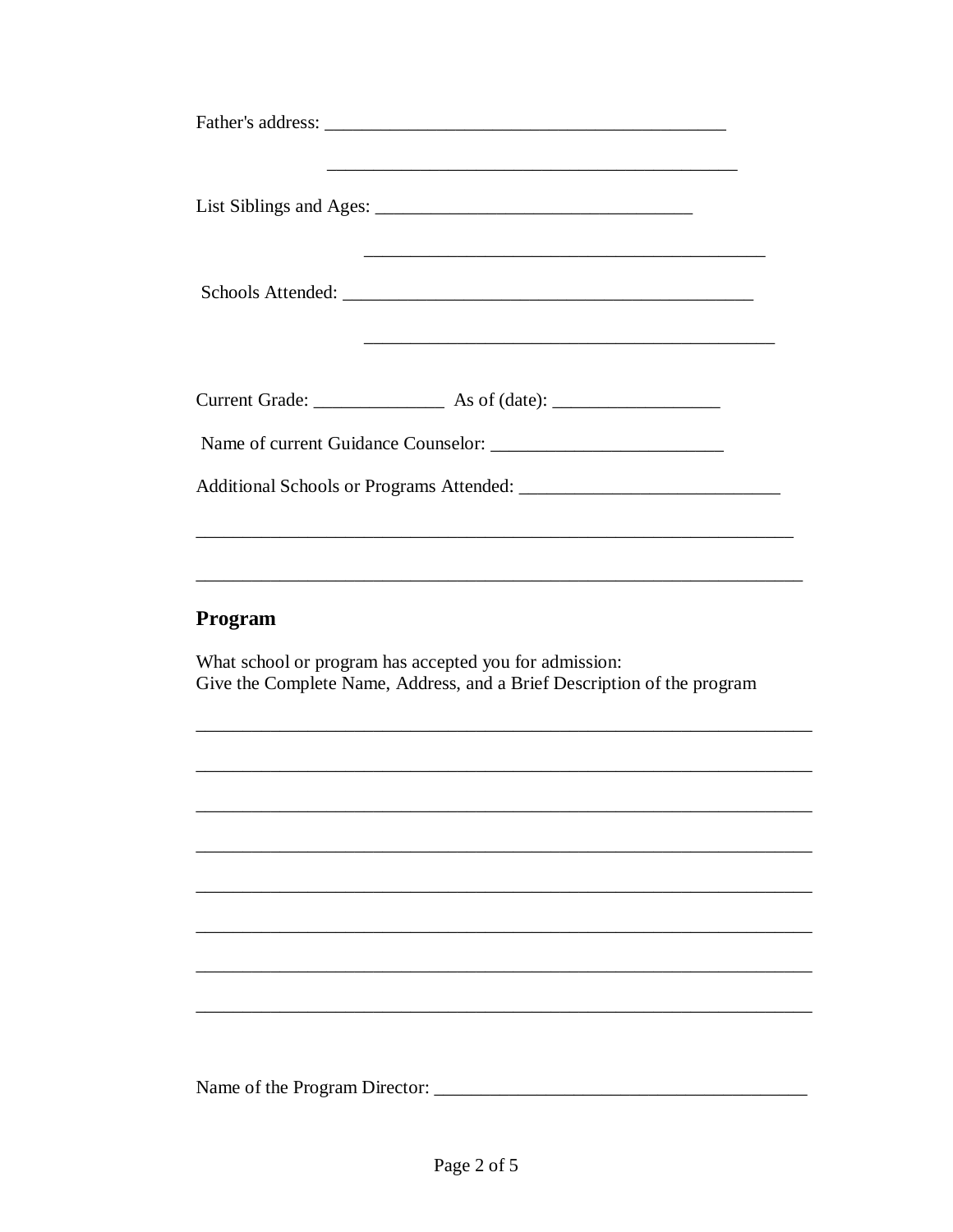Father's address: ____________________________________________

____________________________________________

List Siblings and Ages: __________________________________

____________________________________________

Schools Attended: ____________________________________________

____________________________________________

Current Grade: ______________ As of (date): __________________

Name of current Guidance Counselor: _________________________

Additional Schools or Programs Attended: ___________________________

_________________________________________________________________

_________________________________________________________________

## Program

What school or program has accepted you for admission:
Give the Complete Name, Address, and a Brief Description of the program

_________________________________________________________________

_________________________________________________________________

_________________________________________________________________

_________________________________________________________________

_________________________________________________________________

_________________________________________________________________

_________________________________________________________________

_________________________________________________________________

Name of the Program Director: _________________________________________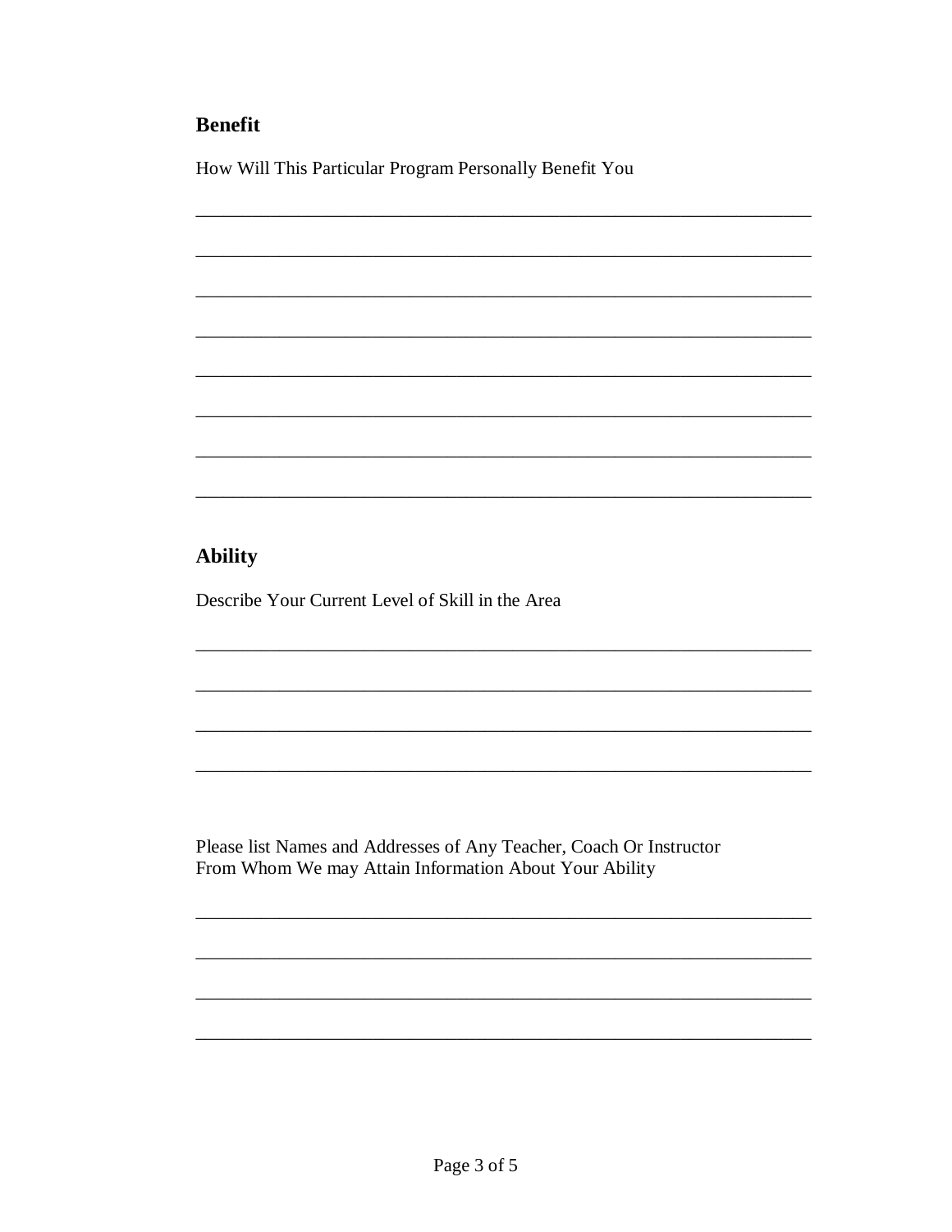## Benefit

How Will This Particular Program Personally Benefit You

________________________________________________________________

________________________________________________________________

________________________________________________________________

________________________________________________________________

________________________________________________________________

________________________________________________________________

________________________________________________________________

________________________________________________________________

## Ability

Describe Your Current Level of Skill in the Area

________________________________________________________________

________________________________________________________________

________________________________________________________________

________________________________________________________________

Please list Names and Addresses of Any Teacher, Coach Or Instructor
From Whom We may Attain Information About Your Ability

________________________________________________________________

________________________________________________________________

________________________________________________________________

________________________________________________________________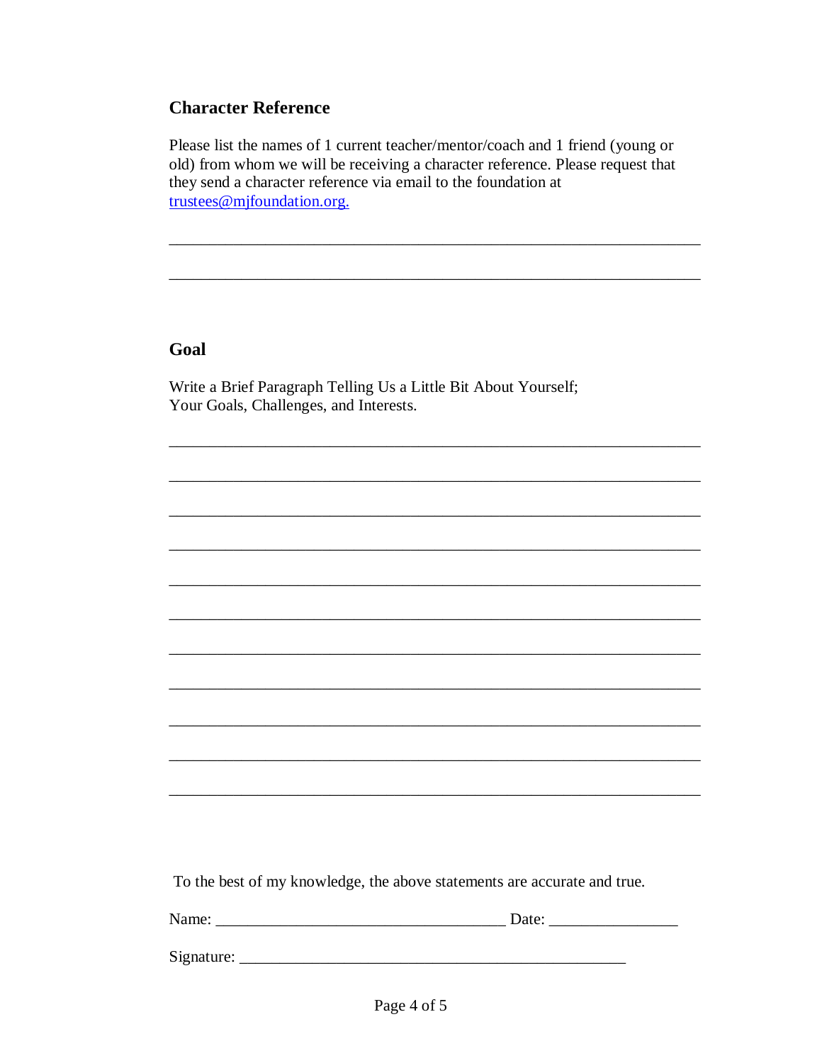## Character Reference

Please list the names of 1 current teacher/mentor/coach and 1 friend (young or old) from whom we will be receiving a character reference. Please request that they send a character reference via email to the foundation at trustees@mjfoundation.org.

______________________________________________________________

______________________________________________________________

## Goal

Write a Brief Paragraph Telling Us a Little Bit About Yourself;
Your Goals, Challenges, and Interests.

______________________________________________________________

______________________________________________________________

______________________________________________________________

______________________________________________________________

______________________________________________________________

______________________________________________________________

______________________________________________________________

______________________________________________________________

______________________________________________________________

______________________________________________________________

______________________________________________________________

To the best of my knowledge, the above statements are accurate and true.

Name: ___________________________________ Date: _______________

Signature: ______________________________________________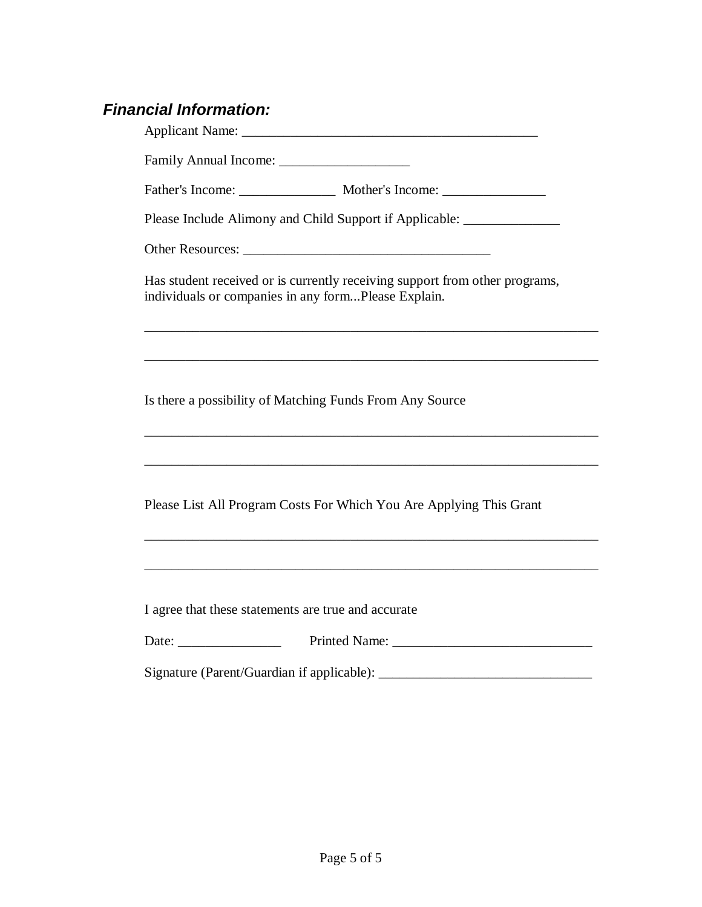### *Financial Information:*

Applicant Name: ___________________________________________

Family Annual Income: ___________________

Father's Income: ______________ Mother's Income: _______________

Please Include Alimony and Child Support if Applicable: ______________

Other Resources: _____________________________________

Has student received or is currently receiving support from other programs, individuals or companies in any form...Please Explain.

____________________________________________________________________

____________________________________________________________________

Is there a possibility of Matching Funds From Any Source

____________________________________________________________________

____________________________________________________________________

Please List All Program Costs For Which You Are Applying This Grant

____________________________________________________________________

____________________________________________________________________

I agree that these statements are true and accurate

Date: _______________ Printed Name: _____________________________

Signature (Parent/Guardian if applicable): _______________________________